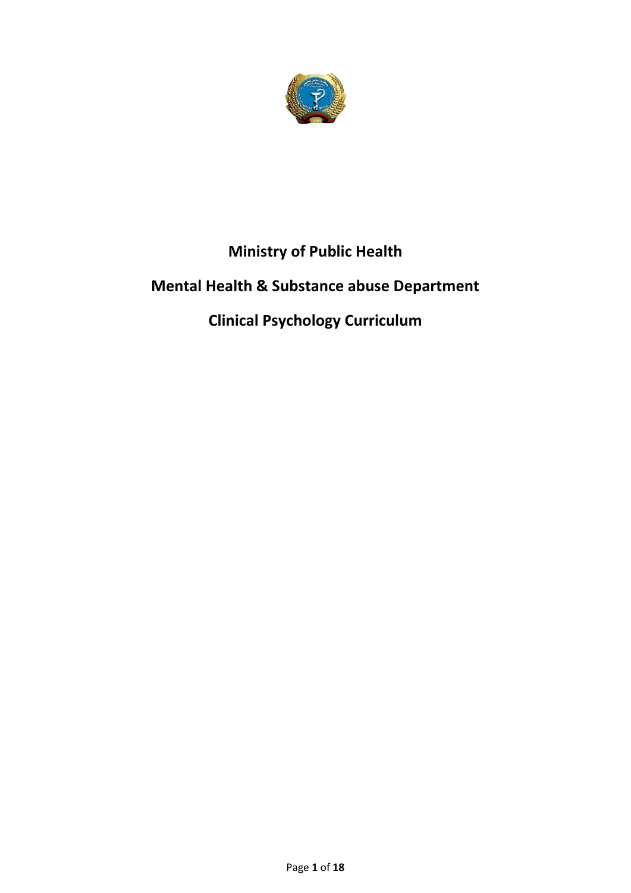# Ministry of Public Health

## Mental Health & Substance abuse Department

## Clinical Psychology Curriculum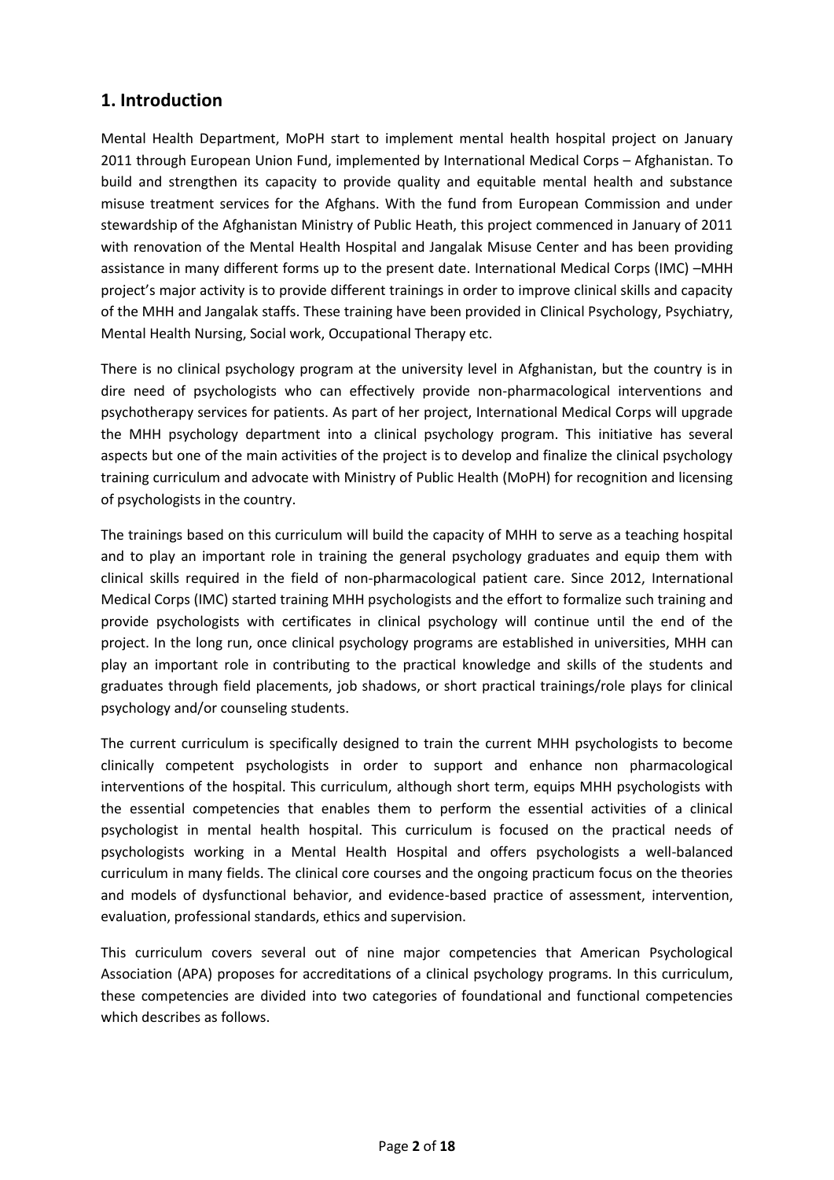## 1. Introduction

Mental Health Department, MoPH start to implement mental health hospital project on January 2011 through European Union Fund, implemented by International Medical Corps – Afghanistan. To build and strengthen its capacity to provide quality and equitable mental health and substance misuse treatment services for the Afghans. With the fund from European Commission and under stewardship of the Afghanistan Ministry of Public Heath, this project commenced in January of 2011 with renovation of the Mental Health Hospital and Jangalak Misuse Center and has been providing assistance in many different forms up to the present date. International Medical Corps (IMC) –MHH project's major activity is to provide different trainings in order to improve clinical skills and capacity of the MHH and Jangalak staffs. These training have been provided in Clinical Psychology, Psychiatry, Mental Health Nursing, Social work, Occupational Therapy etc.

There is no clinical psychology program at the university level in Afghanistan, but the country is in dire need of psychologists who can effectively provide non-pharmacological interventions and psychotherapy services for patients. As part of her project, International Medical Corps will upgrade the MHH psychology department into a clinical psychology program. This initiative has several aspects but one of the main activities of the project is to develop and finalize the clinical psychology training curriculum and advocate with Ministry of Public Health (MoPH) for recognition and licensing of psychologists in the country.

The trainings based on this curriculum will build the capacity of MHH to serve as a teaching hospital and to play an important role in training the general psychology graduates and equip them with clinical skills required in the field of non-pharmacological patient care. Since 2012, International Medical Corps (IMC) started training MHH psychologists and the effort to formalize such training and provide psychologists with certificates in clinical psychology will continue until the end of the project. In the long run, once clinical psychology programs are established in universities, MHH can play an important role in contributing to the practical knowledge and skills of the students and graduates through field placements, job shadows, or short practical trainings/role plays for clinical psychology and/or counseling students.

The current curriculum is specifically designed to train the current MHH psychologists to become clinically competent psychologists in order to support and enhance non pharmacological interventions of the hospital. This curriculum, although short term, equips MHH psychologists with the essential competencies that enables them to perform the essential activities of a clinical psychologist in mental health hospital. This curriculum is focused on the practical needs of psychologists working in a Mental Health Hospital and offers psychologists a well-balanced curriculum in many fields. The clinical core courses and the ongoing practicum focus on the theories and models of dysfunctional behavior, and evidence-based practice of assessment, intervention, evaluation, professional standards, ethics and supervision.

This curriculum covers several out of nine major competencies that American Psychological Association (APA) proposes for accreditations of a clinical psychology programs. In this curriculum, these competencies are divided into two categories of foundational and functional competencies which describes as follows.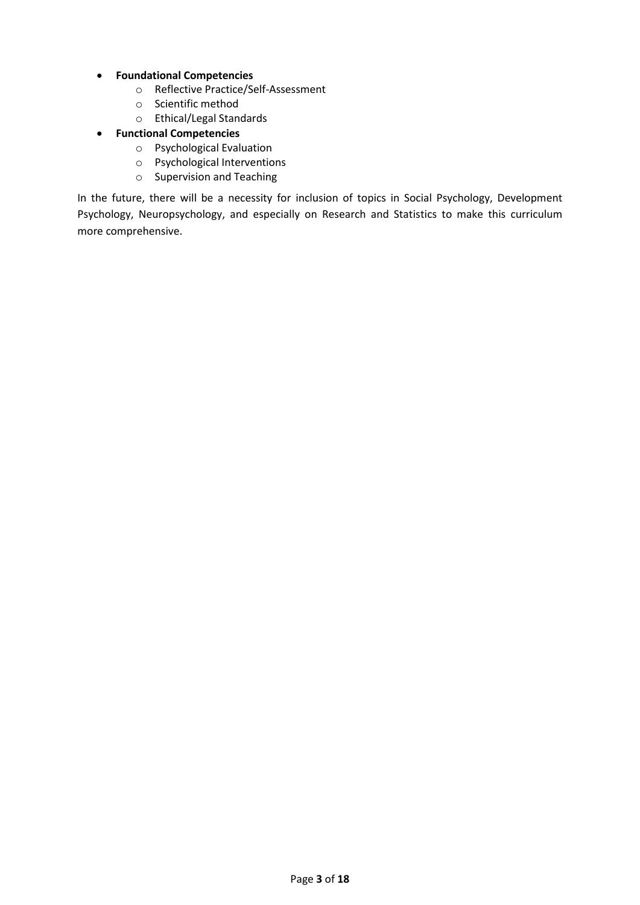- **Foundational Competencies**
  - Reflective Practice/Self-Assessment
  - Scientific method
  - Ethical/Legal Standards
- **Functional Competencies**
  - Psychological Evaluation
  - Psychological Interventions
  - Supervision and Teaching

In the future, there will be a necessity for inclusion of topics in Social Psychology, Development Psychology, Neuropsychology, and especially on Research and Statistics to make this curriculum more comprehensive.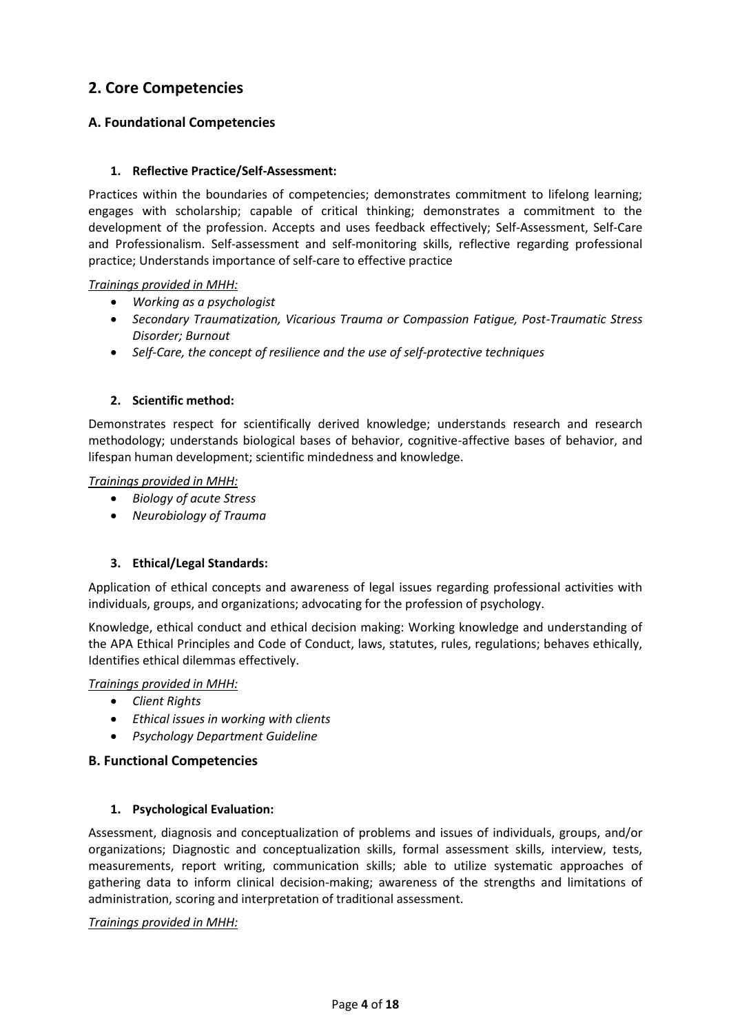## 2. Core Competencies

### A. Foundational Competencies

#### 1. Reflective Practice/Self-Assessment:

Practices within the boundaries of competencies; demonstrates commitment to lifelong learning; engages with scholarship; capable of critical thinking; demonstrates a commitment to the development of the profession. Accepts and uses feedback effectively; Self-Assessment, Self-Care and Professionalism. Self-assessment and self-monitoring skills, reflective regarding professional practice; Understands importance of self-care to effective practice

*Trainings provided in MHH:*

- *Working as a psychologist*
- *Secondary Traumatization, Vicarious Trauma or Compassion Fatigue, Post-Traumatic Stress Disorder; Burnout*
- *Self-Care, the concept of resilience and the use of self-protective techniques*

#### 2. Scientific method:

Demonstrates respect for scientifically derived knowledge; understands research and research methodology; understands biological bases of behavior, cognitive-affective bases of behavior, and lifespan human development; scientific mindedness and knowledge.

*Trainings provided in MHH:*

- *Biology of acute Stress*
- *Neurobiology of Trauma*

#### 3. Ethical/Legal Standards:

Application of ethical concepts and awareness of legal issues regarding professional activities with individuals, groups, and organizations; advocating for the profession of psychology.

Knowledge, ethical conduct and ethical decision making: Working knowledge and understanding of the APA Ethical Principles and Code of Conduct, laws, statutes, rules, regulations; behaves ethically, Identifies ethical dilemmas effectively.

*Trainings provided in MHH:*

- *Client Rights*
- *Ethical issues in working with clients*
- *Psychology Department Guideline*

### B. Functional Competencies

#### 1. Psychological Evaluation:

Assessment, diagnosis and conceptualization of problems and issues of individuals, groups, and/or organizations; Diagnostic and conceptualization skills, formal assessment skills, interview, tests, measurements, report writing, communication skills; able to utilize systematic approaches of gathering data to inform clinical decision-making; awareness of the strengths and limitations of administration, scoring and interpretation of traditional assessment.

*Trainings provided in MHH:*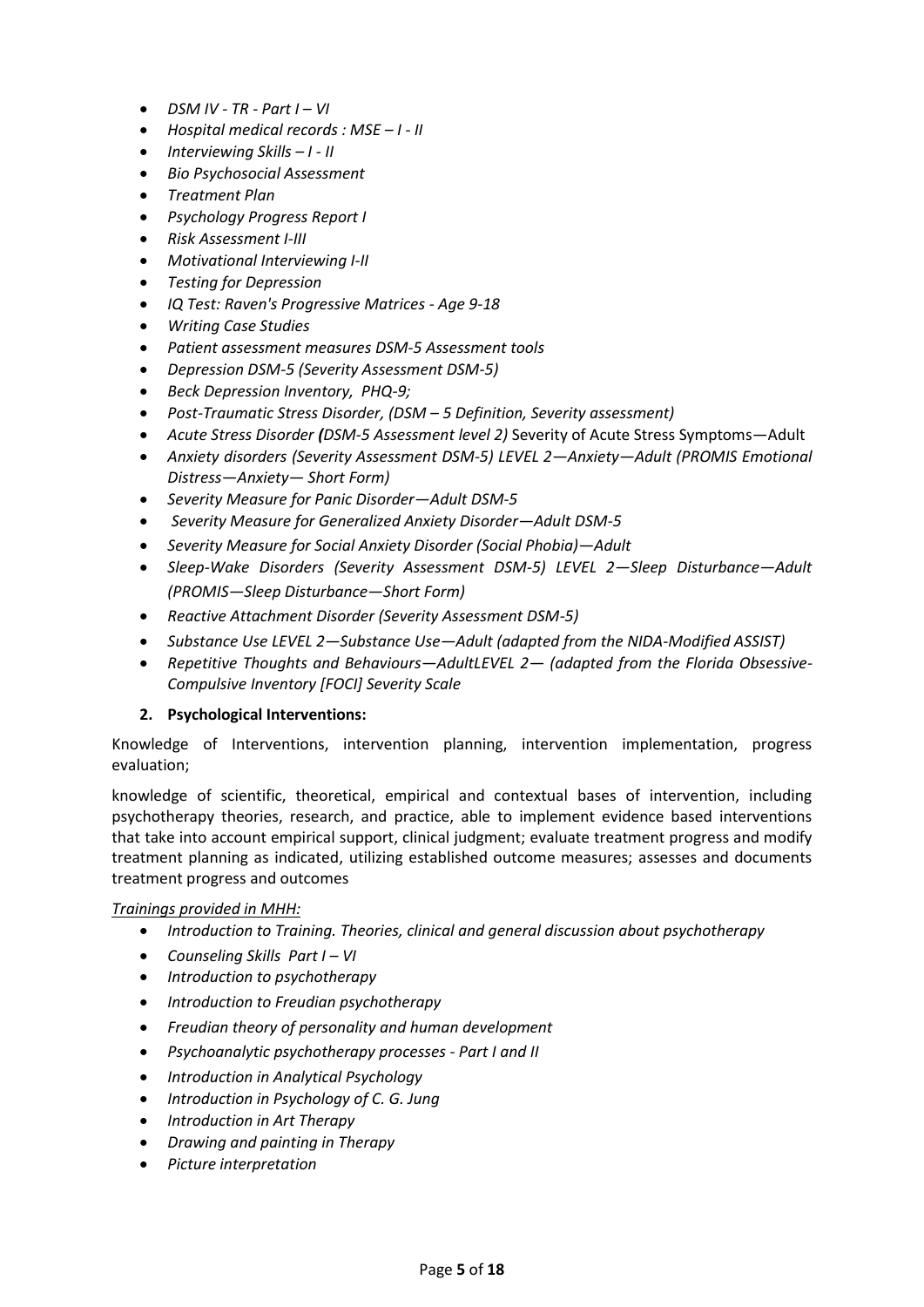- *DSM IV - TR - Part I – VI*
- *Hospital medical records : MSE – I - II*
- *Interviewing Skills – I - II*
- *Bio Psychosocial Assessment*
- *Treatment Plan*
- *Psychology Progress Report I*
- *Risk Assessment I-III*
- *Motivational Interviewing I-II*
- *Testing for Depression*
- *IQ Test: Raven's Progressive Matrices - Age 9-18*
- *Writing Case Studies*
- *Patient assessment measures DSM-5 Assessment tools*
- *Depression DSM-5 (Severity Assessment DSM-5)*
- *Beck Depression Inventory, PHQ-9;*
- *Post-Traumatic Stress Disorder, (DSM – 5 Definition, Severity assessment)*
- *Acute Stress Disorder **(**DSM-5 Assessment level 2)* Severity of Acute Stress Symptoms—Adult
- *Anxiety disorders (Severity Assessment DSM-5) LEVEL 2—Anxiety—Adult (PROMIS Emotional Distress—Anxiety— Short Form)*
- *Severity Measure for Panic Disorder—Adult DSM-5*
- *Severity Measure for Generalized Anxiety Disorder—Adult DSM-5*
- *Severity Measure for Social Anxiety Disorder (Social Phobia)—Adult*
- *Sleep-Wake Disorders (Severity Assessment DSM-5) LEVEL 2—Sleep Disturbance—Adult (PROMIS—Sleep Disturbance—Short Form)*
- *Reactive Attachment Disorder (Severity Assessment DSM-5)*
- *Substance Use LEVEL 2—Substance Use—Adult (adapted from the NIDA-Modified ASSIST)*
- *Repetitive Thoughts and Behaviours—AdultLEVEL 2— (adapted from the Florida Obsessive-Compulsive Inventory [FOCI] Severity Scale*

**2. Psychological Interventions:**

Knowledge of Interventions, intervention planning, intervention implementation, progress evaluation;

knowledge of scientific, theoretical, empirical and contextual bases of intervention, including psychotherapy theories, research, and practice, able to implement evidence based interventions that take into account empirical support, clinical judgment; evaluate treatment progress and modify treatment planning as indicated, utilizing established outcome measures; assesses and documents treatment progress and outcomes

*Trainings provided in MHH:*

- *Introduction to Training. Theories, clinical and general discussion about psychotherapy*
- *Counseling Skills Part I – VI*
- *Introduction to psychotherapy*
- *Introduction to Freudian psychotherapy*
- *Freudian theory of personality and human development*
- *Psychoanalytic psychotherapy processes - Part I and II*
- *Introduction in Analytical Psychology*
- *Introduction in Psychology of C. G. Jung*
- *Introduction in Art Therapy*
- *Drawing and painting in Therapy*
- *Picture interpretation*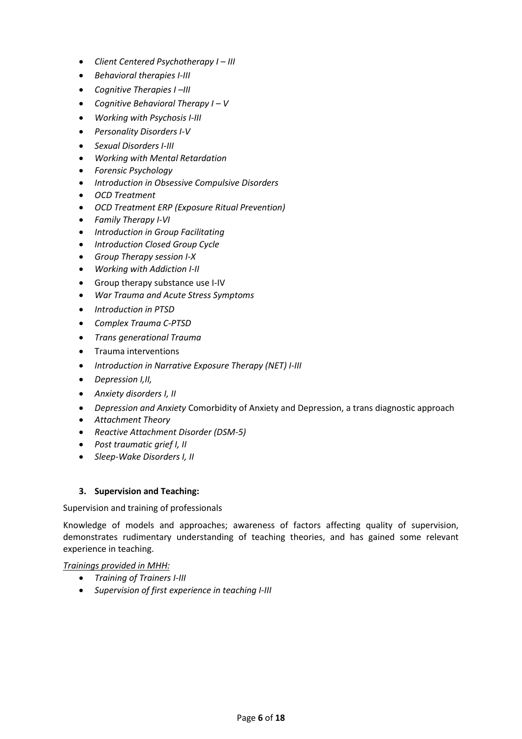- *Client Centered Psychotherapy I – III*
- *Behavioral therapies I-III*
- *Cognitive Therapies I –III*
- *Cognitive Behavioral Therapy I – V*
- *Working with Psychosis I-III*
- *Personality Disorders I-V*
- *Sexual Disorders I-III*
- *Working with Mental Retardation*
- *Forensic Psychology*
- *Introduction in Obsessive Compulsive Disorders*
- *OCD Treatment*
- *OCD Treatment ERP (Exposure Ritual Prevention)*
- *Family Therapy I-VI*
- *Introduction in Group Facilitating*
- *Introduction Closed Group Cycle*
- *Group Therapy session I-X*
- *Working with Addiction I-II*
- Group therapy substance use I-IV
- *War Trauma and Acute Stress Symptoms*
- *Introduction in PTSD*
- *Complex Trauma C-PTSD*
- *Trans generational Trauma*
- Trauma interventions
- *Introduction in Narrative Exposure Therapy (NET) I-III*
- *Depression I,II,*
- *Anxiety disorders I, II*
- *Depression and Anxiety* Comorbidity of Anxiety and Depression, a trans diagnostic approach
- *Attachment Theory*
- *Reactive Attachment Disorder (DSM-5)*
- *Post traumatic grief I, II*
- *Sleep-Wake Disorders I, II*

### 3. Supervision and Teaching:

Supervision and training of professionals

Knowledge of models and approaches; awareness of factors affecting quality of supervision, demonstrates rudimentary understanding of teaching theories, and has gained some relevant experience in teaching.

*Trainings provided in MHH:*

- *Training of Trainers I-III*
- *Supervision of first experience in teaching I-III*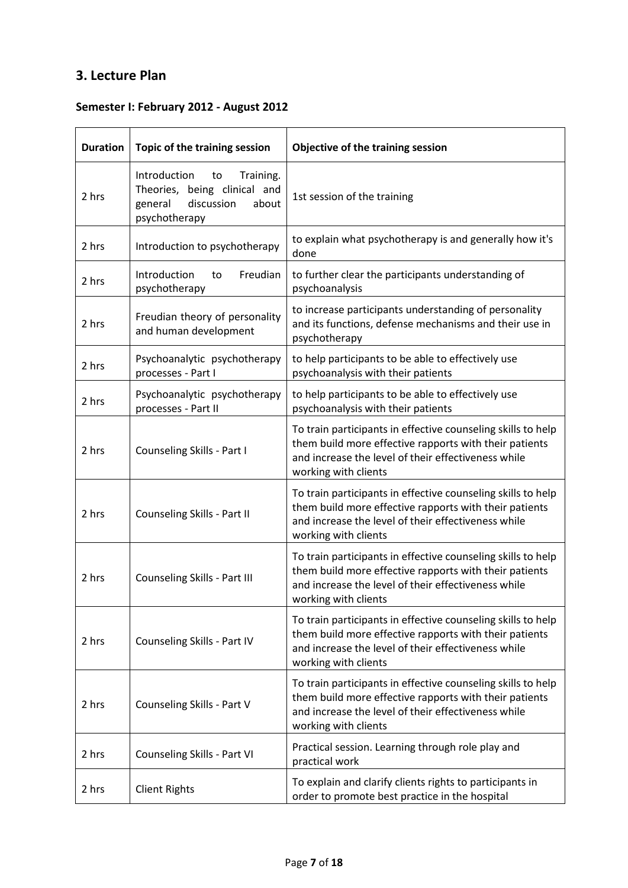## 3. Lecture Plan

### Semester I: February 2012 - August 2012

| Duration | Topic of the training session | Objective of the training session |
|---|---|---|
| 2 hrs | Introduction to Training. Theories, being clinical and general discussion about psychotherapy | 1st session of the training |
| 2 hrs | Introduction to psychotherapy | to explain what psychotherapy is and generally how it's done |
| 2 hrs | Introduction to Freudian psychotherapy | to further clear the participants understanding of psychoanalysis |
| 2 hrs | Freudian theory of personality and human development | to increase participants understanding of personality and its functions, defense mechanisms and their use in psychotherapy |
| 2 hrs | Psychoanalytic psychotherapy processes - Part I | to help participants to be able to effectively use psychoanalysis with their patients |
| 2 hrs | Psychoanalytic psychotherapy processes - Part II | to help participants to be able to effectively use psychoanalysis with their patients |
| 2 hrs | Counseling Skills - Part I | To train participants in effective counseling skills to help them build more effective rapports with their patients and increase the level of their effectiveness while working with clients |
| 2 hrs | Counseling Skills - Part II | To train participants in effective counseling skills to help them build more effective rapports with their patients and increase the level of their effectiveness while working with clients |
| 2 hrs | Counseling Skills - Part III | To train participants in effective counseling skills to help them build more effective rapports with their patients and increase the level of their effectiveness while working with clients |
| 2 hrs | Counseling Skills - Part IV | To train participants in effective counseling skills to help them build more effective rapports with their patients and increase the level of their effectiveness while working with clients |
| 2 hrs | Counseling Skills - Part V | To train participants in effective counseling skills to help them build more effective rapports with their patients and increase the level of their effectiveness while working with clients |
| 2 hrs | Counseling Skills - Part VI | Practical session. Learning through role play and practical work |
| 2 hrs | Client Rights | To explain and clarify clients rights to participants in order to promote best practice in the hospital |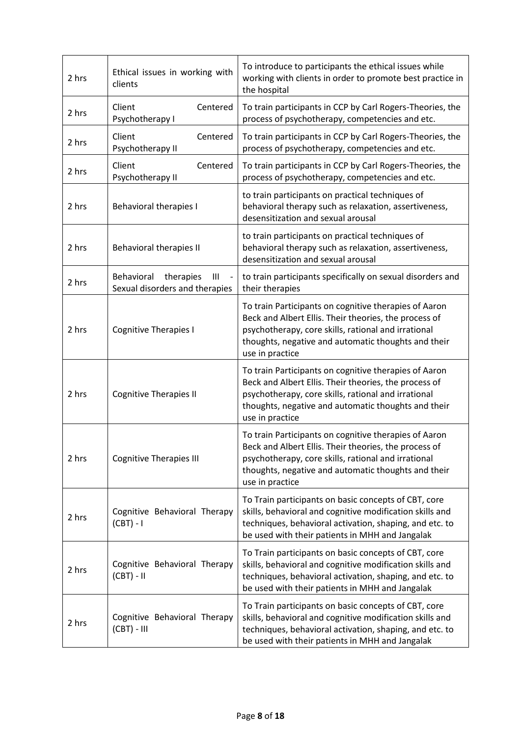| | | |
|---|---|---|
| 2 hrs | Ethical issues in working with clients | To introduce to participants the ethical issues while working with clients in order to promote best practice in the hospital |
| 2 hrs | Client Centered Psychotherapy I | To train participants in CCP by Carl Rogers-Theories, the process of psychotherapy, competencies and etc. |
| 2 hrs | Client Centered Psychotherapy II | To train participants in CCP by Carl Rogers-Theories, the process of psychotherapy, competencies and etc. |
| 2 hrs | Client Centered Psychotherapy II | To train participants in CCP by Carl Rogers-Theories, the process of psychotherapy, competencies and etc. |
| 2 hrs | Behavioral therapies I | to train participants on practical techniques of behavioral therapy such as relaxation, assertiveness, desensitization and sexual arousal |
| 2 hrs | Behavioral therapies II | to train participants on practical techniques of behavioral therapy such as relaxation, assertiveness, desensitization and sexual arousal |
| 2 hrs | Behavioral therapies III - Sexual disorders and therapies | to train participants specifically on sexual disorders and their therapies |
| 2 hrs | Cognitive Therapies I | To train Participants on cognitive therapies of Aaron Beck and Albert Ellis. Their theories, the process of psychotherapy, core skills, rational and irrational thoughts, negative and automatic thoughts and their use in practice |
| 2 hrs | Cognitive Therapies II | To train Participants on cognitive therapies of Aaron Beck and Albert Ellis. Their theories, the process of psychotherapy, core skills, rational and irrational thoughts, negative and automatic thoughts and their use in practice |
| 2 hrs | Cognitive Therapies III | To train Participants on cognitive therapies of Aaron Beck and Albert Ellis. Their theories, the process of psychotherapy, core skills, rational and irrational thoughts, negative and automatic thoughts and their use in practice |
| 2 hrs | Cognitive Behavioral Therapy (CBT) - I | To Train participants on basic concepts of CBT, core skills, behavioral and cognitive modification skills and techniques, behavioral activation, shaping, and etc. to be used with their patients in MHH and Jangalak |
| 2 hrs | Cognitive Behavioral Therapy (CBT) - II | To Train participants on basic concepts of CBT, core skills, behavioral and cognitive modification skills and techniques, behavioral activation, shaping, and etc. to be used with their patients in MHH and Jangalak |
| 2 hrs | Cognitive Behavioral Therapy (CBT) - III | To Train participants on basic concepts of CBT, core skills, behavioral and cognitive modification skills and techniques, behavioral activation, shaping, and etc. to be used with their patients in MHH and Jangalak |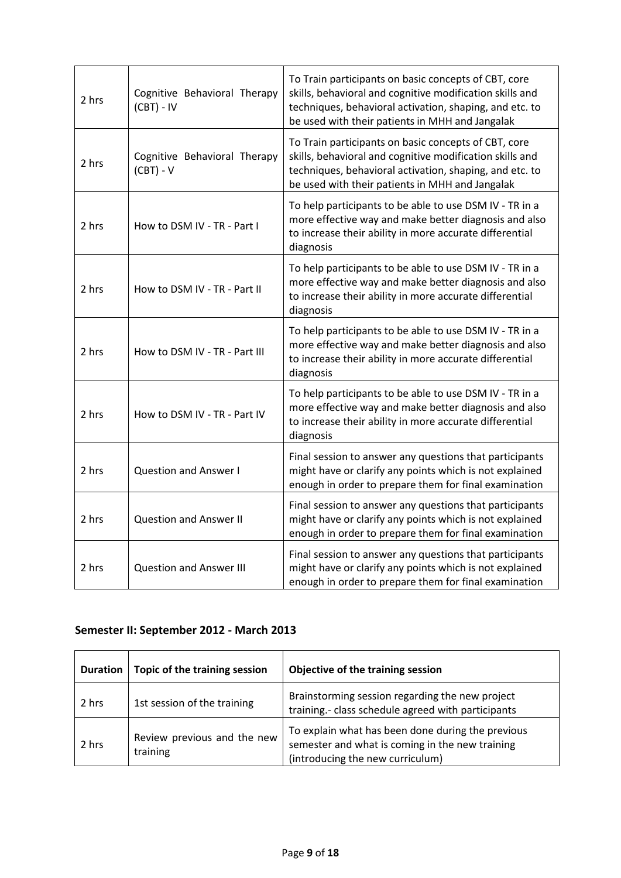| | | |
|---|---|---|
| 2 hrs | Cognitive Behavioral Therapy (CBT) - IV | To Train participants on basic concepts of CBT, core skills, behavioral and cognitive modification skills and techniques, behavioral activation, shaping, and etc. to be used with their patients in MHH and Jangalak |
| 2 hrs | Cognitive Behavioral Therapy (CBT) - V | To Train participants on basic concepts of CBT, core skills, behavioral and cognitive modification skills and techniques, behavioral activation, shaping, and etc. to be used with their patients in MHH and Jangalak |
| 2 hrs | How to DSM IV - TR - Part I | To help participants to be able to use DSM IV - TR in a more effective way and make better diagnosis and also to increase their ability in more accurate differential diagnosis |
| 2 hrs | How to DSM IV - TR - Part II | To help participants to be able to use DSM IV - TR in a more effective way and make better diagnosis and also to increase their ability in more accurate differential diagnosis |
| 2 hrs | How to DSM IV - TR - Part III | To help participants to be able to use DSM IV - TR in a more effective way and make better diagnosis and also to increase their ability in more accurate differential diagnosis |
| 2 hrs | How to DSM IV - TR - Part IV | To help participants to be able to use DSM IV - TR in a more effective way and make better diagnosis and also to increase their ability in more accurate differential diagnosis |
| 2 hrs | Question and Answer I | Final session to answer any questions that participants might have or clarify any points which is not explained enough in order to prepare them for final examination |
| 2 hrs | Question and Answer II | Final session to answer any questions that participants might have or clarify any points which is not explained enough in order to prepare them for final examination |
| 2 hrs | Question and Answer III | Final session to answer any questions that participants might have or clarify any points which is not explained enough in order to prepare them for final examination |

## Semester II: September 2012 - March 2013

| Duration | Topic of the training session | Objective of the training session |
|---|---|---|
| 2 hrs | 1st session of the training | Brainstorming session regarding the new project training.- class schedule agreed with participants |
| 2 hrs | Review previous and the new training | To explain what has been done during the previous semester and what is coming in the new training (introducing the new curriculum) |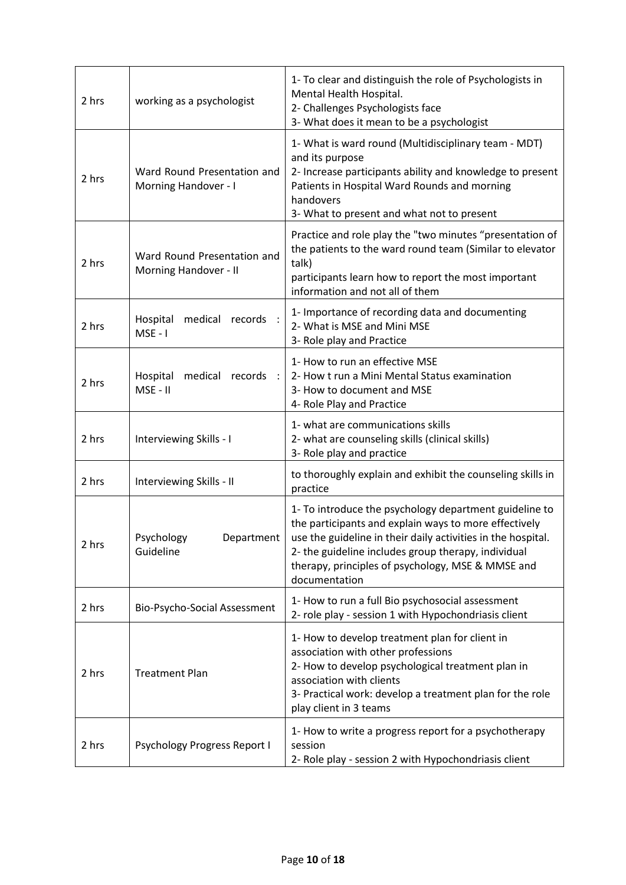| | | |
|---|---|---|
| 2 hrs | working as a psychologist | 1- To clear and distinguish the role of Psychologists in Mental Health Hospital.<br>2- Challenges Psychologists face<br>3- What does it mean to be a psychologist |
| 2 hrs | Ward Round Presentation and Morning Handover - I | 1- What is ward round (Multidisciplinary team - MDT) and its purpose<br>2- Increase participants ability and knowledge to present Patients in Hospital Ward Rounds and morning handovers<br>3- What to present and what not to present |
| 2 hrs | Ward Round Presentation and Morning Handover - II | Practice and role play the "two minutes "presentation of the patients to the ward round team (Similar to elevator talk)<br>participants learn how to report the most important information and not all of them |
| 2 hrs | Hospital medical records : MSE - I | 1- Importance of recording data and documenting<br>2- What is MSE and Mini MSE<br>3- Role play and Practice |
| 2 hrs | Hospital medical records : MSE - II | 1- How to run an effective MSE<br>2- How t run a Mini Mental Status examination<br>3- How to document and MSE<br>4- Role Play and Practice |
| 2 hrs | Interviewing Skills - I | 1- what are communications skills<br>2- what are counseling skills (clinical skills)<br>3- Role play and practice |
| 2 hrs | Interviewing Skills - II | to thoroughly explain and exhibit the counseling skills in practice |
| 2 hrs | Psychology Department Guideline | 1- To introduce the psychology department guideline to the participants and explain ways to more effectively use the guideline in their daily activities in the hospital.<br>2- the guideline includes group therapy, individual therapy, principles of psychology, MSE & MMSE and documentation |
| 2 hrs | Bio-Psycho-Social Assessment | 1- How to run a full Bio psychosocial assessment<br>2- role play - session 1 with Hypochondriasis client |
| 2 hrs | Treatment Plan | 1- How to develop treatment plan for client in association with other professions<br>2- How to develop psychological treatment plan in association with clients<br>3- Practical work: develop a treatment plan for the role play client in 3 teams |
| 2 hrs | Psychology Progress Report I | 1- How to write a progress report for a psychotherapy session<br>2- Role play - session 2 with Hypochondriasis client |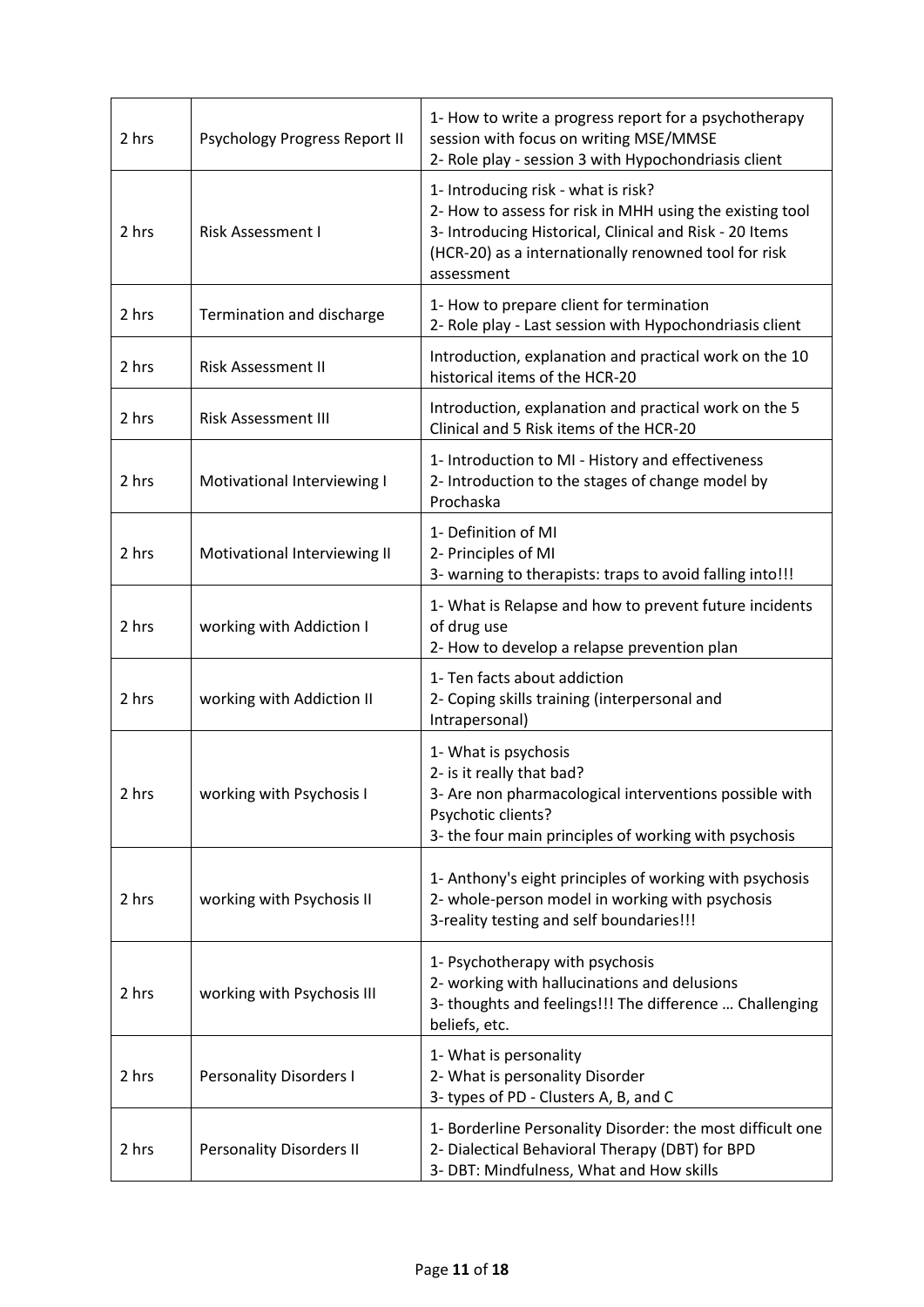| | | |
|---|---|---|
| 2 hrs | Psychology Progress Report II | 1- How to write a progress report for a psychotherapy session with focus on writing MSE/MMSE<br>2- Role play - session 3 with Hypochondriasis client |
| 2 hrs | Risk Assessment I | 1- Introducing risk - what is risk?<br>2- How to assess for risk in MHH using the existing tool<br>3- Introducing Historical, Clinical and Risk - 20 Items (HCR-20) as a internationally renowned tool for risk assessment |
| 2 hrs | Termination and discharge | 1- How to prepare client for termination<br>2- Role play - Last session with Hypochondriasis client |
| 2 hrs | Risk Assessment II | Introduction, explanation and practical work on the 10 historical items of the HCR-20 |
| 2 hrs | Risk Assessment III | Introduction, explanation and practical work on the 5 Clinical and 5 Risk items of the HCR-20 |
| 2 hrs | Motivational Interviewing I | 1- Introduction to MI - History and effectiveness<br>2- Introduction to the stages of change model by Prochaska |
| 2 hrs | Motivational Interviewing II | 1- Definition of MI<br>2- Principles of MI<br>3- warning to therapists: traps to avoid falling into!!! |
| 2 hrs | working with Addiction I | 1- What is Relapse and how to prevent future incidents of drug use<br>2- How to develop a relapse prevention plan |
| 2 hrs | working with Addiction II | 1- Ten facts about addiction<br>2- Coping skills training (interpersonal and Intrapersonal) |
| 2 hrs | working with Psychosis I | 1- What is psychosis<br>2- is it really that bad?<br>3- Are non pharmacological interventions possible with Psychotic clients?<br>3- the four main principles of working with psychosis |
| 2 hrs | working with Psychosis II | 1- Anthony's eight principles of working with psychosis<br>2- whole-person model in working with psychosis<br>3-reality testing and self boundaries!!! |
| 2 hrs | working with Psychosis III | 1- Psychotherapy with psychosis<br>2- working with hallucinations and delusions<br>3- thoughts and feelings!!! The difference … Challenging beliefs, etc. |
| 2 hrs | Personality Disorders I | 1- What is personality<br>2- What is personality Disorder<br>3- types of PD - Clusters A, B, and C |
| 2 hrs | Personality Disorders II | 1- Borderline Personality Disorder: the most difficult one<br>2- Dialectical Behavioral Therapy (DBT) for BPD<br>3- DBT: Mindfulness, What and How skills |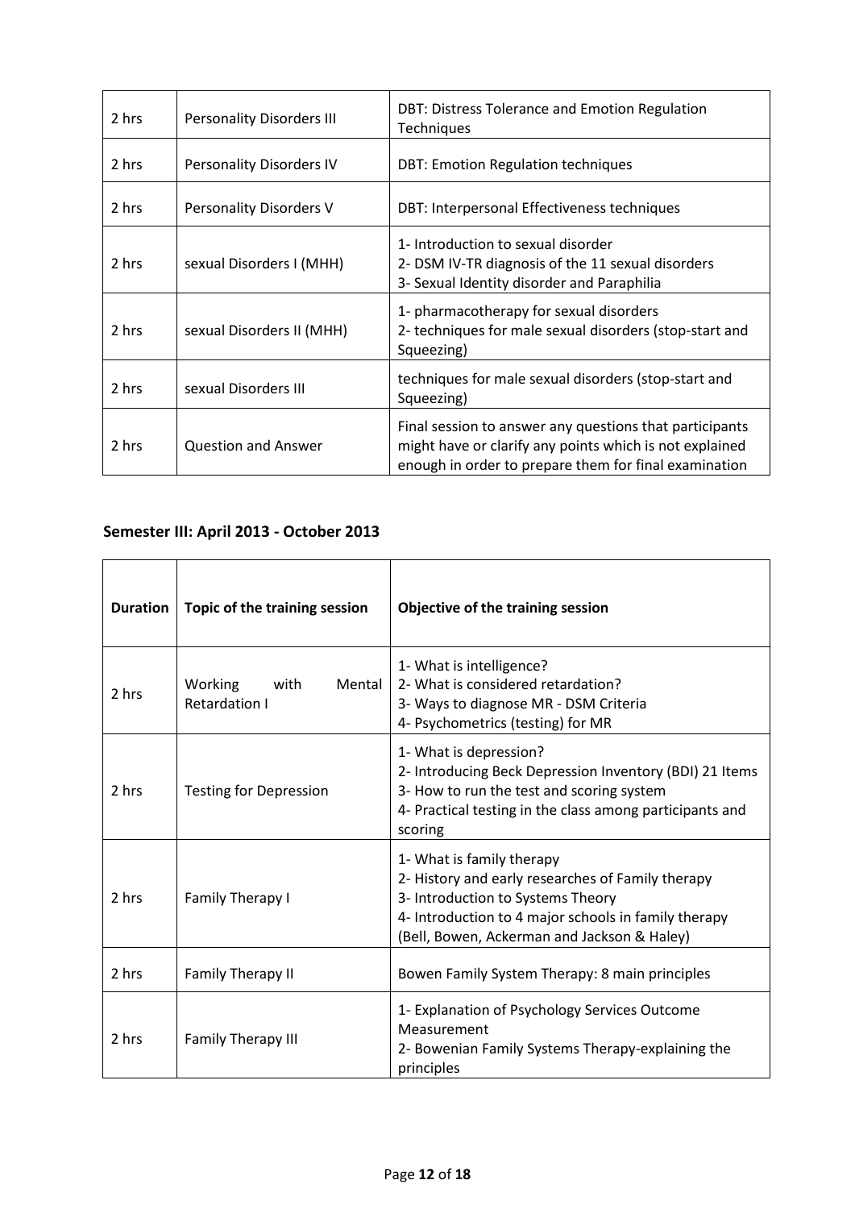| 2 hrs | Personality Disorders III | DBT: Distress Tolerance and Emotion Regulation Techniques |
|---|---|---|
| 2 hrs | Personality Disorders IV | DBT: Emotion Regulation techniques |
| 2 hrs | Personality Disorders V | DBT: Interpersonal Effectiveness techniques |
| 2 hrs | sexual Disorders I (MHH) | 1- Introduction to sexual disorder<br>2- DSM IV-TR diagnosis of the 11 sexual disorders<br>3- Sexual Identity disorder and Paraphilia |
| 2 hrs | sexual Disorders II (MHH) | 1- pharmacotherapy for sexual disorders<br>2- techniques for male sexual disorders (stop-start and Squeezing) |
| 2 hrs | sexual Disorders III | techniques for male sexual disorders (stop-start and Squeezing) |
| 2 hrs | Question and Answer | Final session to answer any questions that participants might have or clarify any points which is not explained enough in order to prepare them for final examination |

## Semester III: April 2013 - October 2013

| Duration | Topic of the training session | Objective of the training session |
|---|---|---|
| 2 hrs | Working with Mental Retardation I | 1- What is intelligence?<br>2- What is considered retardation?<br>3- Ways to diagnose MR - DSM Criteria<br>4- Psychometrics (testing) for MR |
| 2 hrs | Testing for Depression | 1- What is depression?<br>2- Introducing Beck Depression Inventory (BDI) 21 Items<br>3- How to run the test and scoring system<br>4- Practical testing in the class among participants and scoring |
| 2 hrs | Family Therapy I | 1- What is family therapy<br>2- History and early researches of Family therapy<br>3- Introduction to Systems Theory<br>4- Introduction to 4 major schools in family therapy (Bell, Bowen, Ackerman and Jackson & Haley) |
| 2 hrs | Family Therapy II | Bowen Family System Therapy: 8 main principles |
| 2 hrs | Family Therapy III | 1- Explanation of Psychology Services Outcome Measurement<br>2- Bowenian Family Systems Therapy-explaining the principles |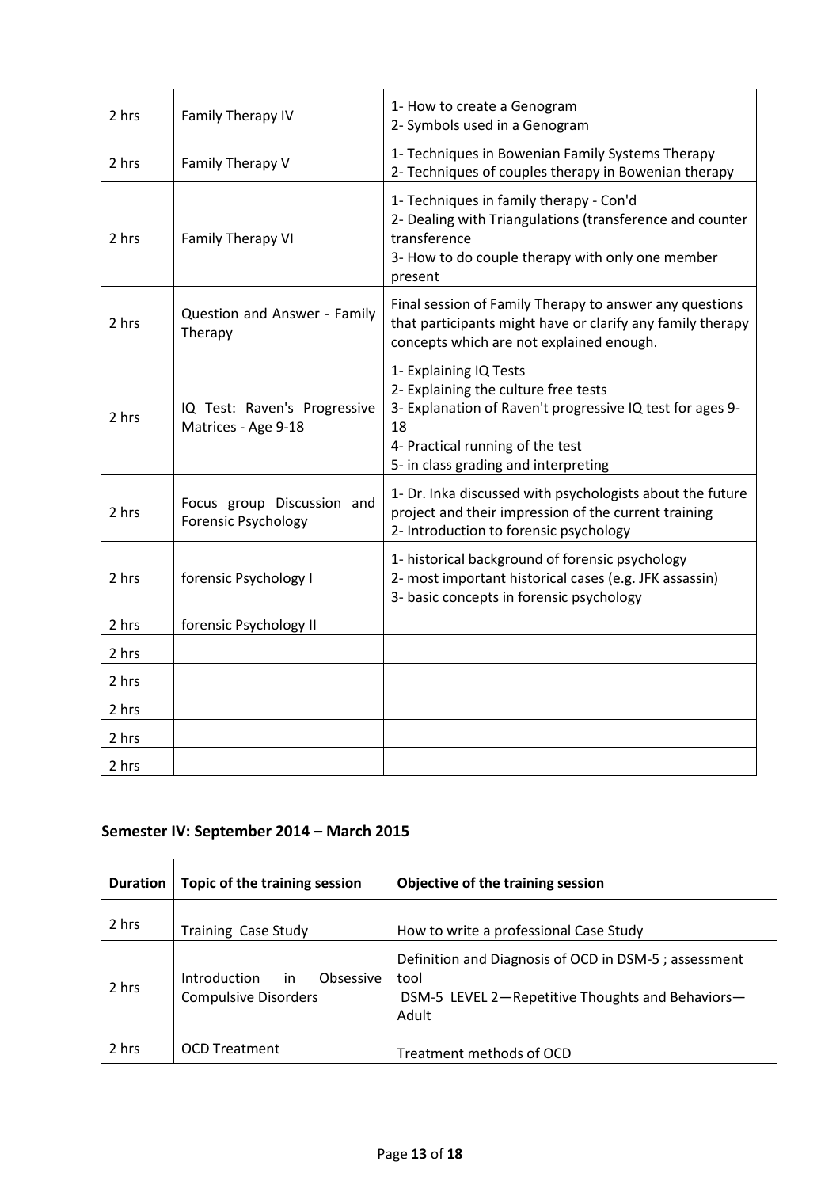| | | |
|---|---|---|
| 2 hrs | Family Therapy IV | 1- How to create a Genogram<br>2- Symbols used in a Genogram |
| 2 hrs | Family Therapy V | 1- Techniques in Bowenian Family Systems Therapy<br>2- Techniques of couples therapy in Bowenian therapy |
| 2 hrs | Family Therapy VI | 1- Techniques in family therapy - Con'd<br>2- Dealing with Triangulations (transference and counter transference<br>3- How to do couple therapy with only one member present |
| 2 hrs | Question and Answer - Family Therapy | Final session of Family Therapy to answer any questions that participants might have or clarify any family therapy concepts which are not explained enough. |
| 2 hrs | IQ Test: Raven's Progressive Matrices - Age 9-18 | 1- Explaining IQ Tests<br>2- Explaining the culture free tests<br>3- Explanation of Raven't progressive IQ test for ages 9-18<br>4- Practical running of the test<br>5- in class grading and interpreting |
| 2 hrs | Focus group Discussion and Forensic Psychology | 1- Dr. Inka discussed with psychologists about the future project and their impression of the current training<br>2- Introduction to forensic psychology |
| 2 hrs | forensic Psychology I | 1- historical background of forensic psychology<br>2- most important historical cases (e.g. JFK assassin)<br>3- basic concepts in forensic psychology |
| 2 hrs | forensic Psychology II | |
| 2 hrs | | |
| 2 hrs | | |
| 2 hrs | | |
| 2 hrs | | |
| 2 hrs | | |

## Semester IV: September 2014 – March 2015

| Duration | Topic of the training session | Objective of the training session |
|---|---|---|
| 2 hrs | Training Case Study | How to write a professional Case Study |
| 2 hrs | Introduction in Obsessive Compulsive Disorders | Definition and Diagnosis of OCD in DSM-5 ; assessment tool<br>DSM-5 LEVEL 2—Repetitive Thoughts and Behaviors—Adult |
| 2 hrs | OCD Treatment | Treatment methods of OCD |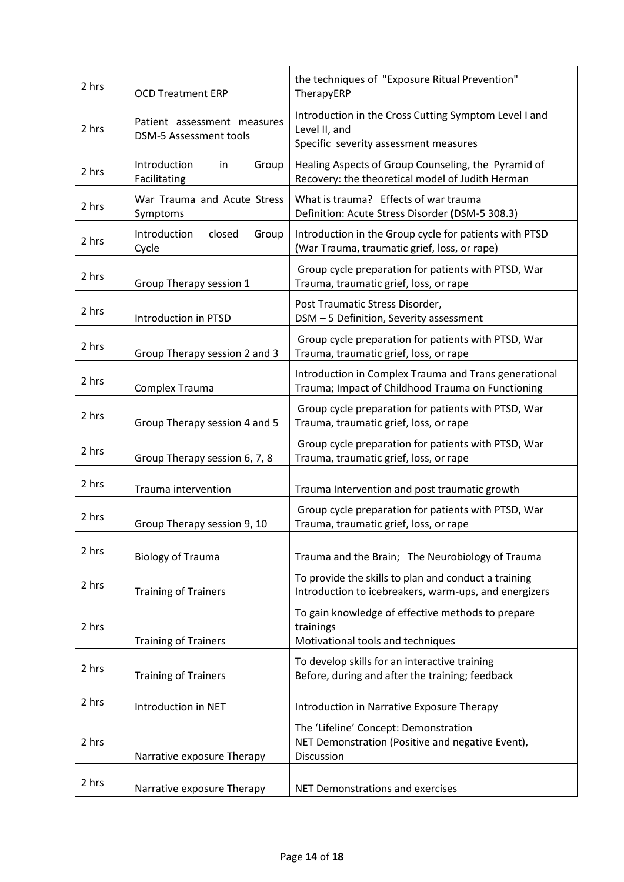| 2 hrs | OCD Treatment ERP | the techniques of "Exposure Ritual Prevention" TherapyERP |
|---|---|---|
| 2 hrs | Patient assessment measures DSM-5 Assessment tools | Introduction in the Cross Cutting Symptom Level I and Level II, and<br>Specific severity assessment measures |
| 2 hrs | Introduction in Group Facilitating | Healing Aspects of Group Counseling, the Pyramid of Recovery: the theoretical model of Judith Herman |
| 2 hrs | War Trauma and Acute Stress Symptoms | What is trauma? Effects of war trauma<br>Definition: Acute Stress Disorder **(**DSM-5 308.3) |
| 2 hrs | Introduction closed Group Cycle | Introduction in the Group cycle for patients with PTSD (War Trauma, traumatic grief, loss, or rape) |
| 2 hrs | Group Therapy session 1 | Group cycle preparation for patients with PTSD, War Trauma, traumatic grief, loss, or rape |
| 2 hrs | Introduction in PTSD | Post Traumatic Stress Disorder,<br>DSM – 5 Definition, Severity assessment |
| 2 hrs | Group Therapy session 2 and 3 | Group cycle preparation for patients with PTSD, War Trauma, traumatic grief, loss, or rape |
| 2 hrs | Complex Trauma | Introduction in Complex Trauma and Trans generational Trauma; Impact of Childhood Trauma on Functioning |
| 2 hrs | Group Therapy session 4 and 5 | Group cycle preparation for patients with PTSD, War Trauma, traumatic grief, loss, or rape |
| 2 hrs | Group Therapy session 6, 7, 8 | Group cycle preparation for patients with PTSD, War Trauma, traumatic grief, loss, or rape |
| 2 hrs | Trauma intervention | Trauma Intervention and post traumatic growth |
| 2 hrs | Group Therapy session 9, 10 | Group cycle preparation for patients with PTSD, War Trauma, traumatic grief, loss, or rape |
| 2 hrs | Biology of Trauma | Trauma and the Brain; The Neurobiology of Trauma |
| 2 hrs | Training of Trainers | To provide the skills to plan and conduct a training<br>Introduction to icebreakers, warm-ups, and energizers |
| 2 hrs | Training of Trainers | To gain knowledge of effective methods to prepare trainings<br>Motivational tools and techniques |
| 2 hrs | Training of Trainers | To develop skills for an interactive training<br>Before, during and after the training; feedback |
| 2 hrs | Introduction in NET | Introduction in Narrative Exposure Therapy |
| 2 hrs | Narrative exposure Therapy | The 'Lifeline' Concept: Demonstration<br>NET Demonstration (Positive and negative Event), Discussion |
| 2 hrs | Narrative exposure Therapy | NET Demonstrations and exercises |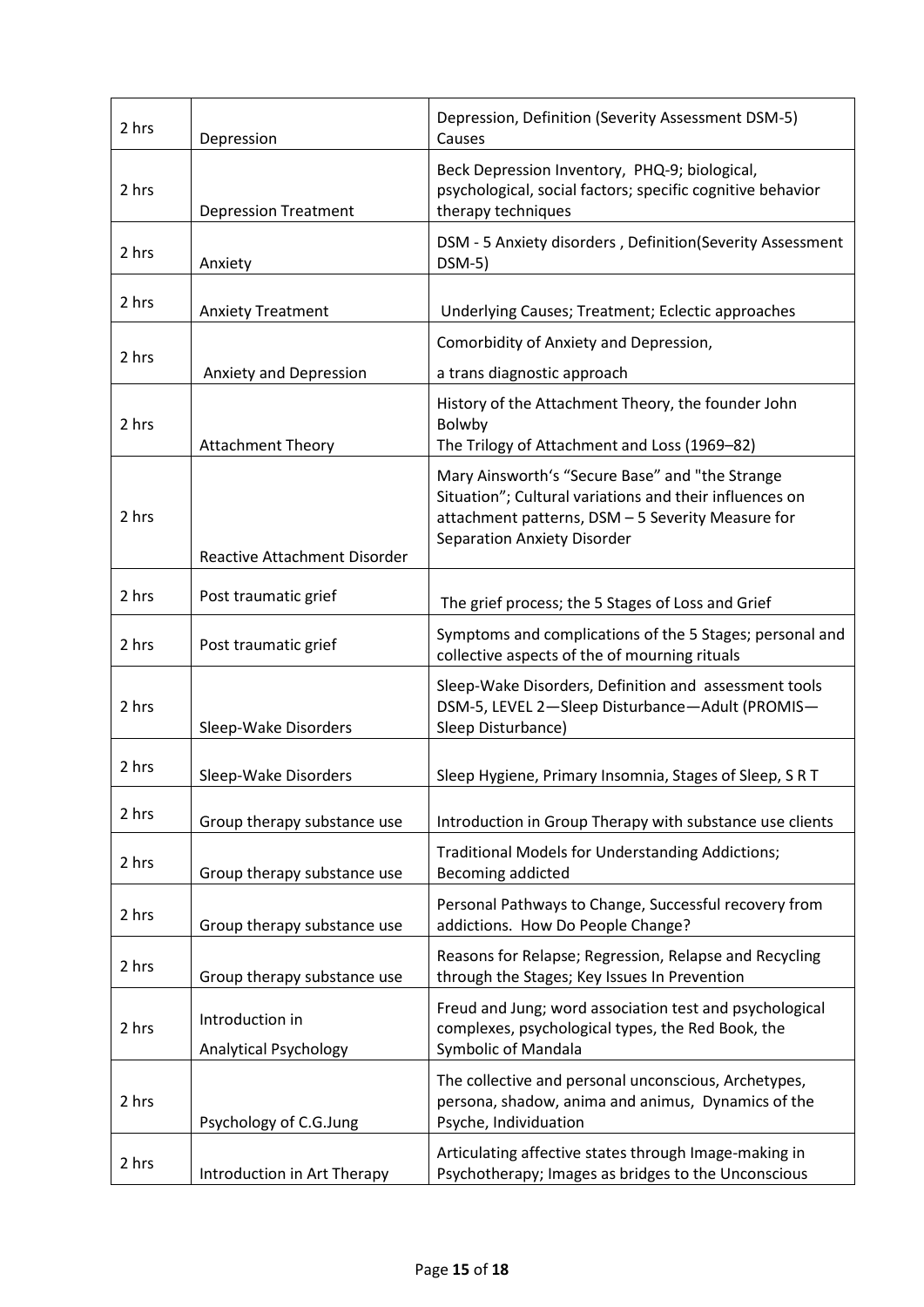| | | |
|---|---|---|
| 2 hrs | Depression | Depression, Definition (Severity Assessment DSM-5) Causes |
| 2 hrs | Depression Treatment | Beck Depression Inventory, PHQ-9; biological, psychological, social factors; specific cognitive behavior therapy techniques |
| 2 hrs | Anxiety | DSM - 5 Anxiety disorders , Definition(Severity Assessment DSM-5) |
| 2 hrs | Anxiety Treatment | Underlying Causes; Treatment; Eclectic approaches |
| 2 hrs | Anxiety and Depression | Comorbidity of Anxiety and Depression, a trans diagnostic approach |
| 2 hrs | Attachment Theory | History of the Attachment Theory, the founder John Bolwby The Trilogy of Attachment and Loss (1969–82) |
| 2 hrs | Reactive Attachment Disorder | Mary Ainsworth's "Secure Base" and "the Strange Situation"; Cultural variations and their influences on attachment patterns, DSM – 5 Severity Measure for Separation Anxiety Disorder |
| 2 hrs | Post traumatic grief | The grief process; the 5 Stages of Loss and Grief |
| 2 hrs | Post traumatic grief | Symptoms and complications of the 5 Stages; personal and collective aspects of the of mourning rituals |
| 2 hrs | Sleep-Wake Disorders | Sleep-Wake Disorders, Definition and assessment tools DSM-5, LEVEL 2—Sleep Disturbance—Adult (PROMIS—Sleep Disturbance) |
| 2 hrs | Sleep-Wake Disorders | Sleep Hygiene, Primary Insomnia, Stages of Sleep, S R T |
| 2 hrs | Group therapy substance use | Introduction in Group Therapy with substance use clients |
| 2 hrs | Group therapy substance use | Traditional Models for Understanding Addictions; Becoming addicted |
| 2 hrs | Group therapy substance use | Personal Pathways to Change, Successful recovery from addictions. How Do People Change? |
| 2 hrs | Group therapy substance use | Reasons for Relapse; Regression, Relapse and Recycling through the Stages; Key Issues In Prevention |
| 2 hrs | Introduction in Analytical Psychology | Freud and Jung; word association test and psychological complexes, psychological types, the Red Book, the Symbolic of Mandala |
| 2 hrs | Psychology of C.G.Jung | The collective and personal unconscious, Archetypes, persona, shadow, anima and animus, Dynamics of the Psyche, Individuation |
| 2 hrs | Introduction in Art Therapy | Articulating affective states through Image-making in Psychotherapy; Images as bridges to the Unconscious |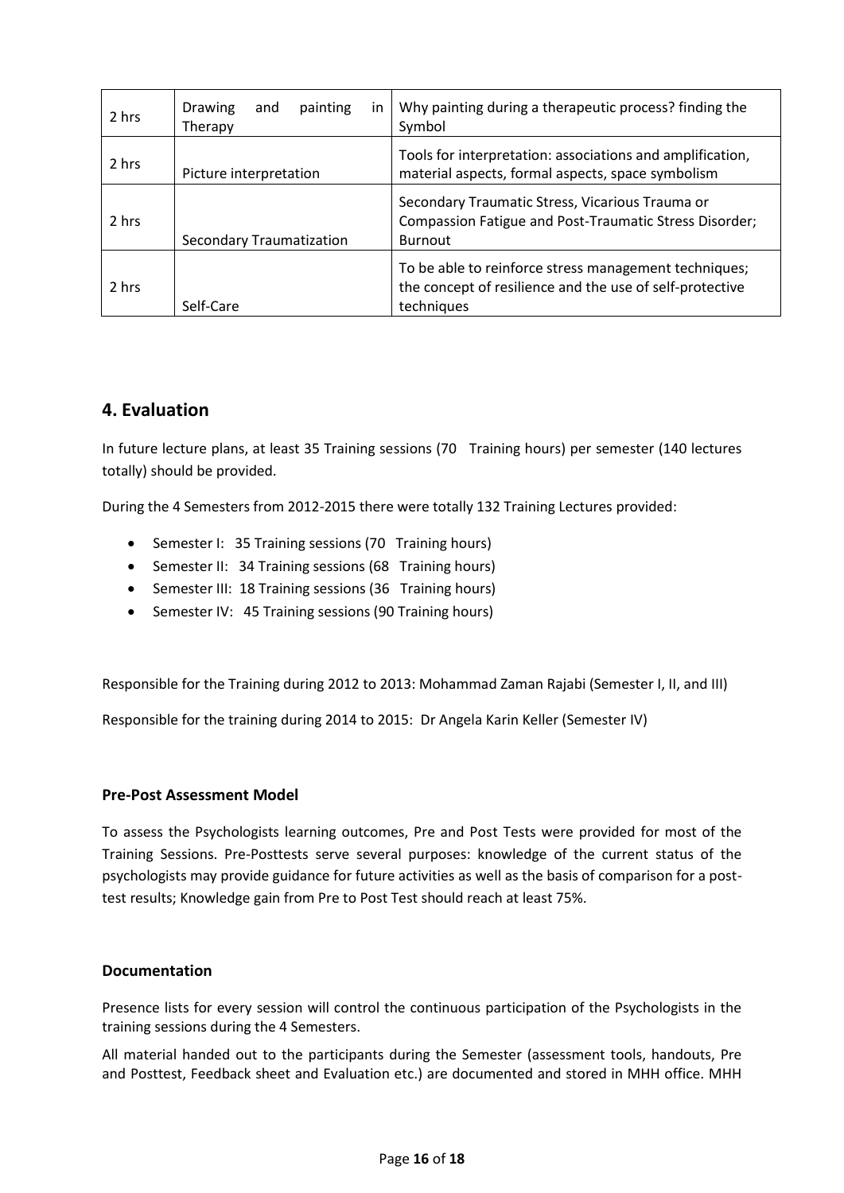| 2 hrs | Drawing and painting in Therapy | Why painting during a therapeutic process? finding the Symbol |
| --- | --- | --- |
| 2 hrs | Picture interpretation | Tools for interpretation: associations and amplification, material aspects, formal aspects, space symbolism |
| 2 hrs | Secondary Traumatization | Secondary Traumatic Stress, Vicarious Trauma or Compassion Fatigue and Post-Traumatic Stress Disorder; Burnout |
| 2 hrs | Self-Care | To be able to reinforce stress management techniques; the concept of resilience and the use of self-protective techniques |

## 4. Evaluation

In future lecture plans, at least 35 Training sessions (70 Training hours) per semester (140 lectures totally) should be provided.

During the 4 Semesters from 2012-2015 there were totally 132 Training Lectures provided:

- Semester I: 35 Training sessions (70 Training hours)
- Semester II: 34 Training sessions (68 Training hours)
- Semester III: 18 Training sessions (36 Training hours)
- Semester IV: 45 Training sessions (90 Training hours)

Responsible for the Training during 2012 to 2013: Mohammad Zaman Rajabi (Semester I, II, and III)

Responsible for the training during 2014 to 2015: Dr Angela Karin Keller (Semester IV)

### Pre-Post Assessment Model

To assess the Psychologists learning outcomes, Pre and Post Tests were provided for most of the Training Sessions. Pre-Posttests serve several purposes: knowledge of the current status of the psychologists may provide guidance for future activities as well as the basis of comparison for a post-test results; Knowledge gain from Pre to Post Test should reach at least 75%.

### Documentation

Presence lists for every session will control the continuous participation of the Psychologists in the training sessions during the 4 Semesters.

All material handed out to the participants during the Semester (assessment tools, handouts, Pre and Posttest, Feedback sheet and Evaluation etc.) are documented and stored in MHH office. MHH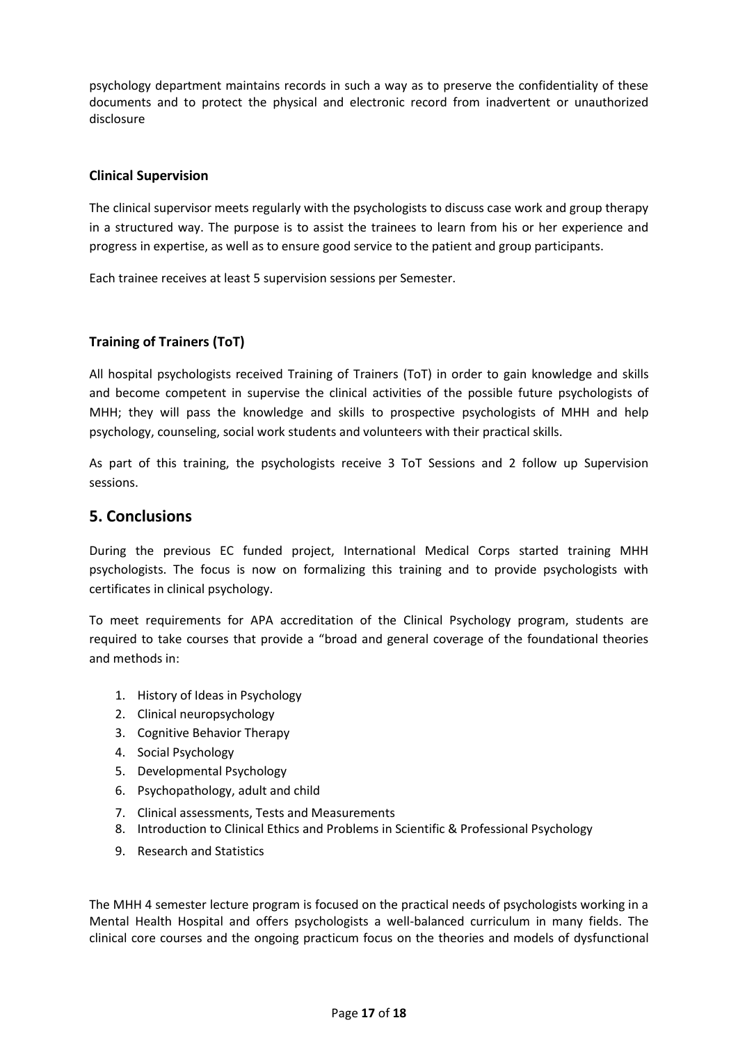psychology department maintains records in such a way as to preserve the confidentiality of these documents and to protect the physical and electronic record from inadvertent or unauthorized disclosure

### Clinical Supervision

The clinical supervisor meets regularly with the psychologists to discuss case work and group therapy in a structured way. The purpose is to assist the trainees to learn from his or her experience and progress in expertise, as well as to ensure good service to the patient and group participants.

Each trainee receives at least 5 supervision sessions per Semester.

### Training of Trainers (ToT)

All hospital psychologists received Training of Trainers (ToT) in order to gain knowledge and skills and become competent in supervise the clinical activities of the possible future psychologists of MHH; they will pass the knowledge and skills to prospective psychologists of MHH and help psychology, counseling, social work students and volunteers with their practical skills.

As part of this training, the psychologists receive 3 ToT Sessions and 2 follow up Supervision sessions.

## 5. Conclusions

During the previous EC funded project, International Medical Corps started training MHH psychologists. The focus is now on formalizing this training and to provide psychologists with certificates in clinical psychology.

To meet requirements for APA accreditation of the Clinical Psychology program, students are required to take courses that provide a "broad and general coverage of the foundational theories and methods in:

1. History of Ideas in Psychology
2. Clinical neuropsychology
3. Cognitive Behavior Therapy
4. Social Psychology
5. Developmental Psychology
6. Psychopathology, adult and child
7. Clinical assessments, Tests and Measurements
8. Introduction to Clinical Ethics and Problems in Scientific & Professional Psychology
9. Research and Statistics

The MHH 4 semester lecture program is focused on the practical needs of psychologists working in a Mental Health Hospital and offers psychologists a well-balanced curriculum in many fields. The clinical core courses and the ongoing practicum focus on the theories and models of dysfunctional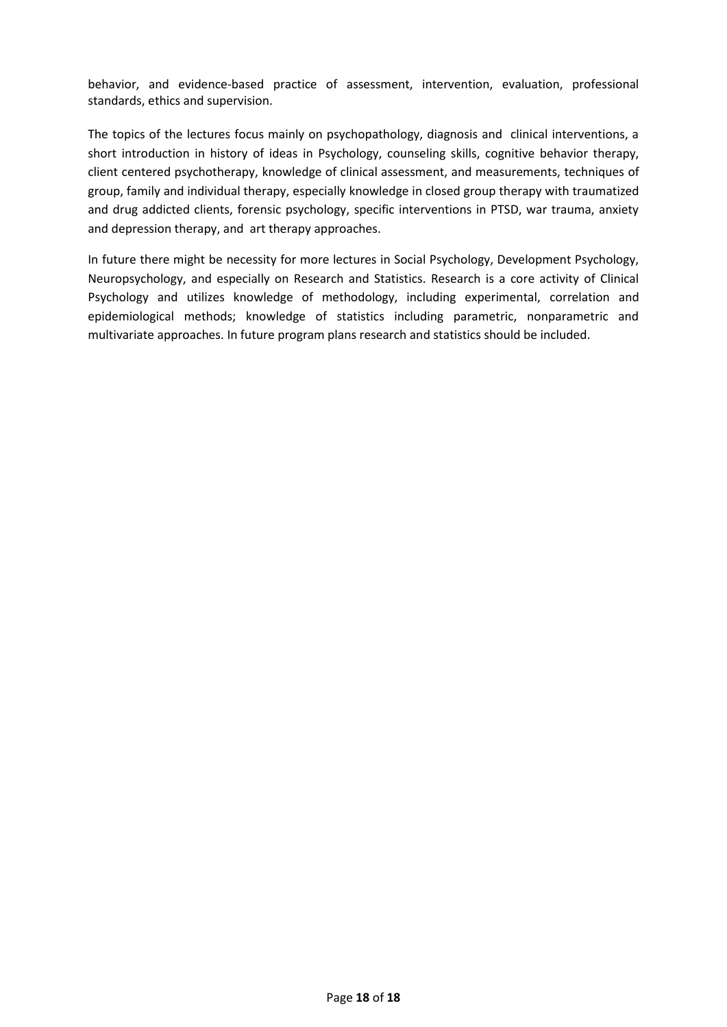behavior, and evidence-based practice of assessment, intervention, evaluation, professional standards, ethics and supervision.

The topics of the lectures focus mainly on psychopathology, diagnosis and clinical interventions, a short introduction in history of ideas in Psychology, counseling skills, cognitive behavior therapy, client centered psychotherapy, knowledge of clinical assessment, and measurements, techniques of group, family and individual therapy, especially knowledge in closed group therapy with traumatized and drug addicted clients, forensic psychology, specific interventions in PTSD, war trauma, anxiety and depression therapy, and art therapy approaches.

In future there might be necessity for more lectures in Social Psychology, Development Psychology, Neuropsychology, and especially on Research and Statistics. Research is a core activity of Clinical Psychology and utilizes knowledge of methodology, including experimental, correlation and epidemiological methods; knowledge of statistics including parametric, nonparametric and multivariate approaches. In future program plans research and statistics should be included.